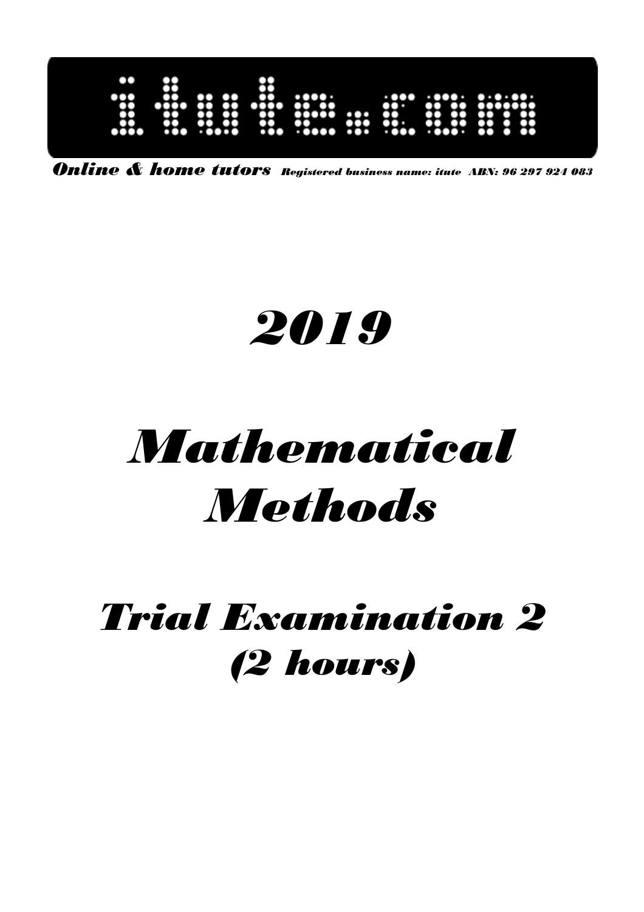# itute.com

*Online & home tutors* *Registered business name: itute ABN: 96 297 924 083*

# *2019*

# *Mathematical Methods*

## *Trial Examination 2*
## *(2 hours)*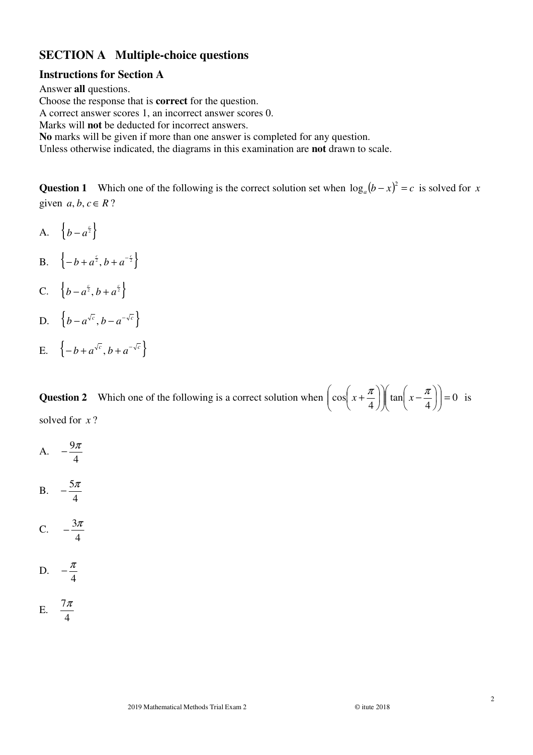## SECTION A Multiple-choice questions

### Instructions for Section A

Answer **all** questions.
Choose the response that is **correct** for the question.
A correct answer scores 1, an incorrect answer scores 0.
Marks will **not** be deducted for incorrect answers.
**No** marks will be given if more than one answer is completed for any question.
Unless otherwise indicated, the diagrams in this examination are **not** drawn to scale.

**Question 1** Which one of the following is the correct solution set when $\log_a (b-x)^2 = c$ is solved for $x$ given $a, b, c \in R$?

A. $\left\{ b - a^{\frac{c}{2}} \right\}$

B. $\left\{ -b + a^{\frac{c}{2}}, b + a^{-\frac{c}{2}} \right\}$

C. $\left\{ b - a^{\frac{c}{2}}, b + a^{\frac{c}{2}} \right\}$

D. $\left\{ b - a^{\sqrt{c}}, b - a^{-\sqrt{c}} \right\}$

E. $\left\{ -b + a^{\sqrt{c}}, b + a^{-\sqrt{c}} \right\}$

**Question 2** Which one of the following is a correct solution when $\left(\cos\left(x + \frac{\pi}{4}\right)\right)\left(\tan\left(x - \frac{\pi}{4}\right)\right) = 0$ is solved for $x$?

A. $-\frac{9\pi}{4}$

B. $-\frac{5\pi}{4}$

C. $-\frac{3\pi}{4}$

D. $-\frac{\pi}{4}$

E. $\frac{7\pi}{4}$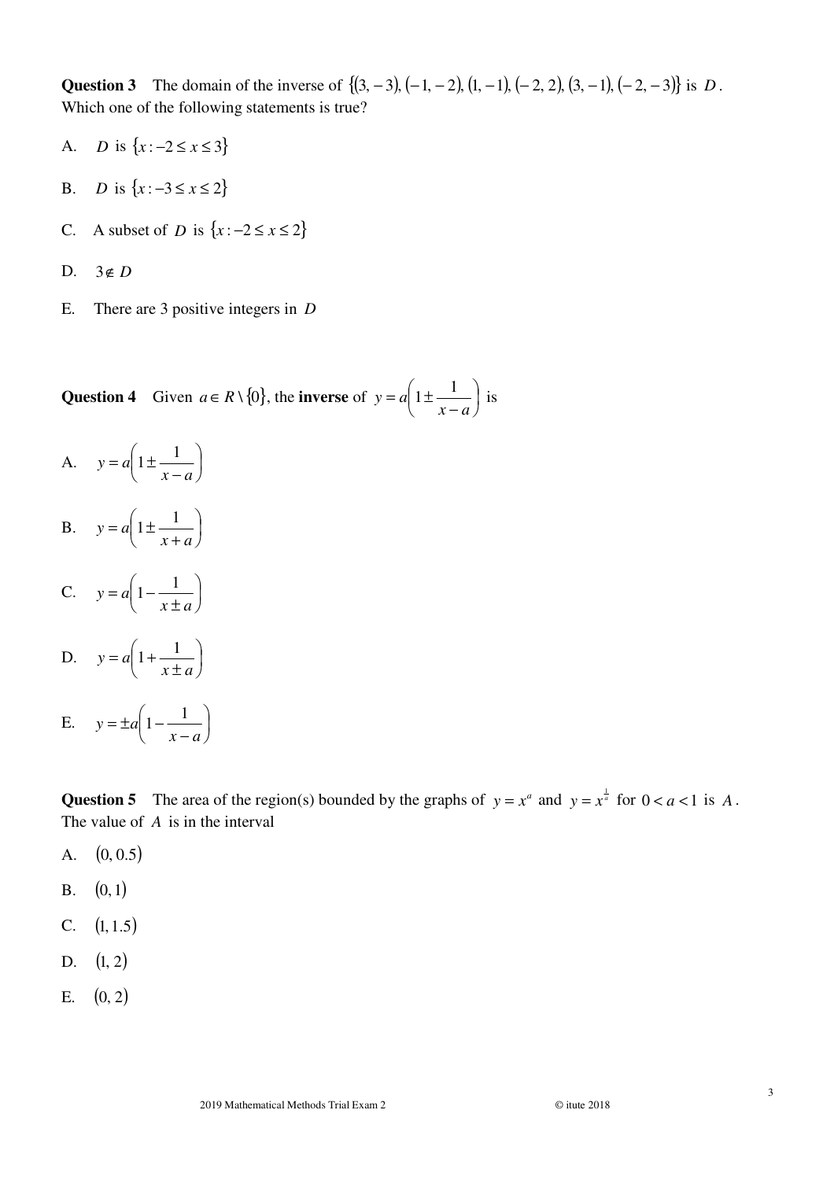**Question 3** The domain of the inverse of $\{(3,-3),(-1,-2),(1,-1),(-2,2),(3,-1),(-2,-3)\}$ is $D$. Which one of the following statements is true?

A. $D$ is $\{x : -2 \le x \le 3\}$

B. $D$ is $\{x : -3 \le x \le 2\}$

C. A subset of $D$ is $\{x : -2 \le x \le 2\}$

D. $3 \notin D$

E. There are 3 positive integers in $D$

**Question 4** Given $a \in R \setminus \{0\}$, the **inverse** of $y = a\left(1 \pm \dfrac{1}{x-a}\right)$ is

A. $y = a\left(1 \pm \dfrac{1}{x-a}\right)$

B. $y = a\left(1 \pm \dfrac{1}{x+a}\right)$

C. $y = a\left(1 - \dfrac{1}{x \pm a}\right)$

D. $y = a\left(1 + \dfrac{1}{x \pm a}\right)$

E. $y = \pm a\left(1 - \dfrac{1}{x-a}\right)$

**Question 5** The area of the region(s) bounded by the graphs of $y = x^{a}$ and $y = x^{\frac{1}{a}}$ for $0 < a < 1$ is $A$. The value of $A$ is in the interval

A. $(0, 0.5)$

B. $(0, 1)$

C. $(1, 1.5)$

D. $(1, 2)$

E. $(0, 2)$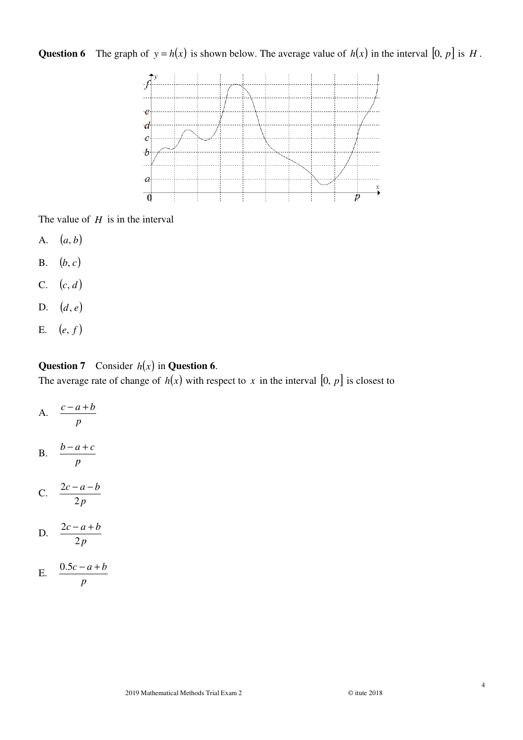**Question 6** The graph of $y = h(x)$ is shown below. The average value of $h(x)$ in the interval $[0, p]$ is $H$.

The value of $H$ is in the interval

A. $(a, b)$

B. $(b, c)$

C. $(c, d)$

D. $(d, e)$

E. $(e, f)$

**Question 7** Consider $h(x)$ in **Question 6**.

The average rate of change of $h(x)$ with respect to $x$ in the interval $[0, p]$ is closest to

A. $\dfrac{c - a + b}{p}$

B. $\dfrac{b - a + c}{p}$

C. $\dfrac{2c - a - b}{2p}$

D. $\dfrac{2c - a + b}{2p}$

E. $\dfrac{0.5c - a + b}{p}$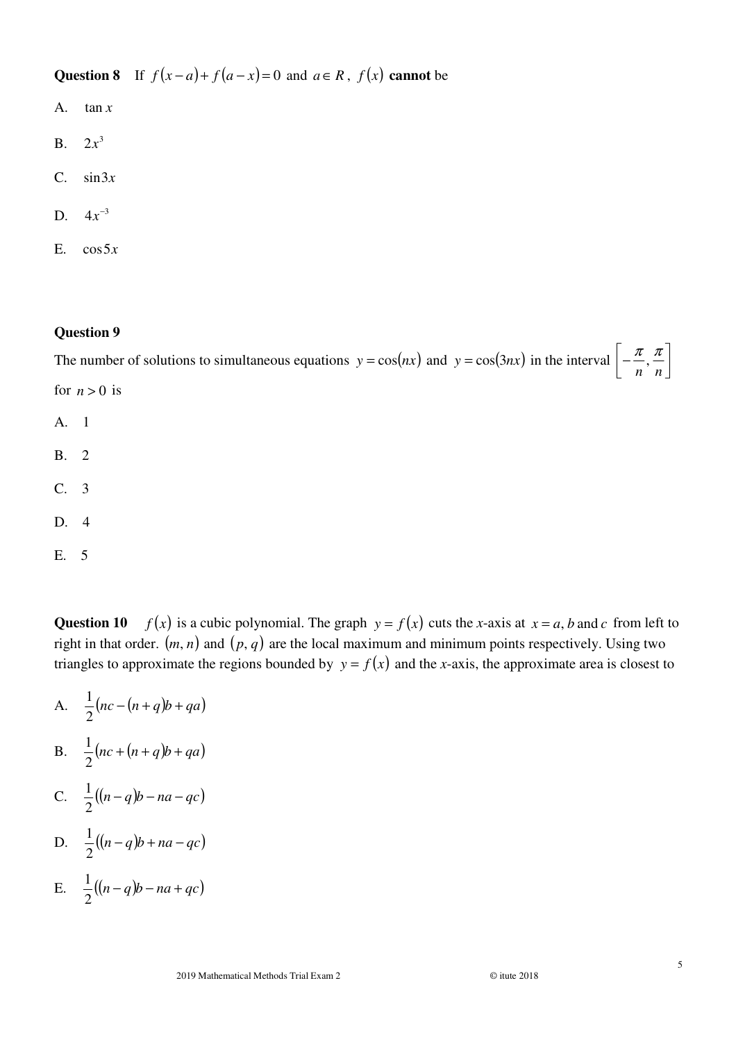**Question 8** If $f(x-a)+f(a-x)=0$ and $a \in R$, $f(x)$ **cannot** be

A. $\tan x$

B. $2x^3$

C. $\sin 3x$

D. $4x^{-3}$

E. $\cos 5x$

**Question 9**

The number of solutions to simultaneous equations $y=\cos(nx)$ and $y=\cos(3nx)$ in the interval $\left[-\frac{\pi}{n}, \frac{\pi}{n}\right]$ for $n>0$ is

A. 1

B. 2

C. 3

D. 4

E. 5

**Question 10** $f(x)$ is a cubic polynomial. The graph $y=f(x)$ cuts the *x*-axis at $x=a, b$ and $c$ from left to right in that order. $(m, n)$ and $(p, q)$ are the local maximum and minimum points respectively. Using two triangles to approximate the regions bounded by $y=f(x)$ and the *x*-axis, the approximate area is closest to

A. $\frac{1}{2}(nc-(n+q)b+qa)$

B. $\frac{1}{2}(nc+(n+q)b+qa)$

C. $\frac{1}{2}((n-q)b-na-qc)$

D. $\frac{1}{2}((n-q)b+na-qc)$

E. $\frac{1}{2}((n-q)b-na+qc)$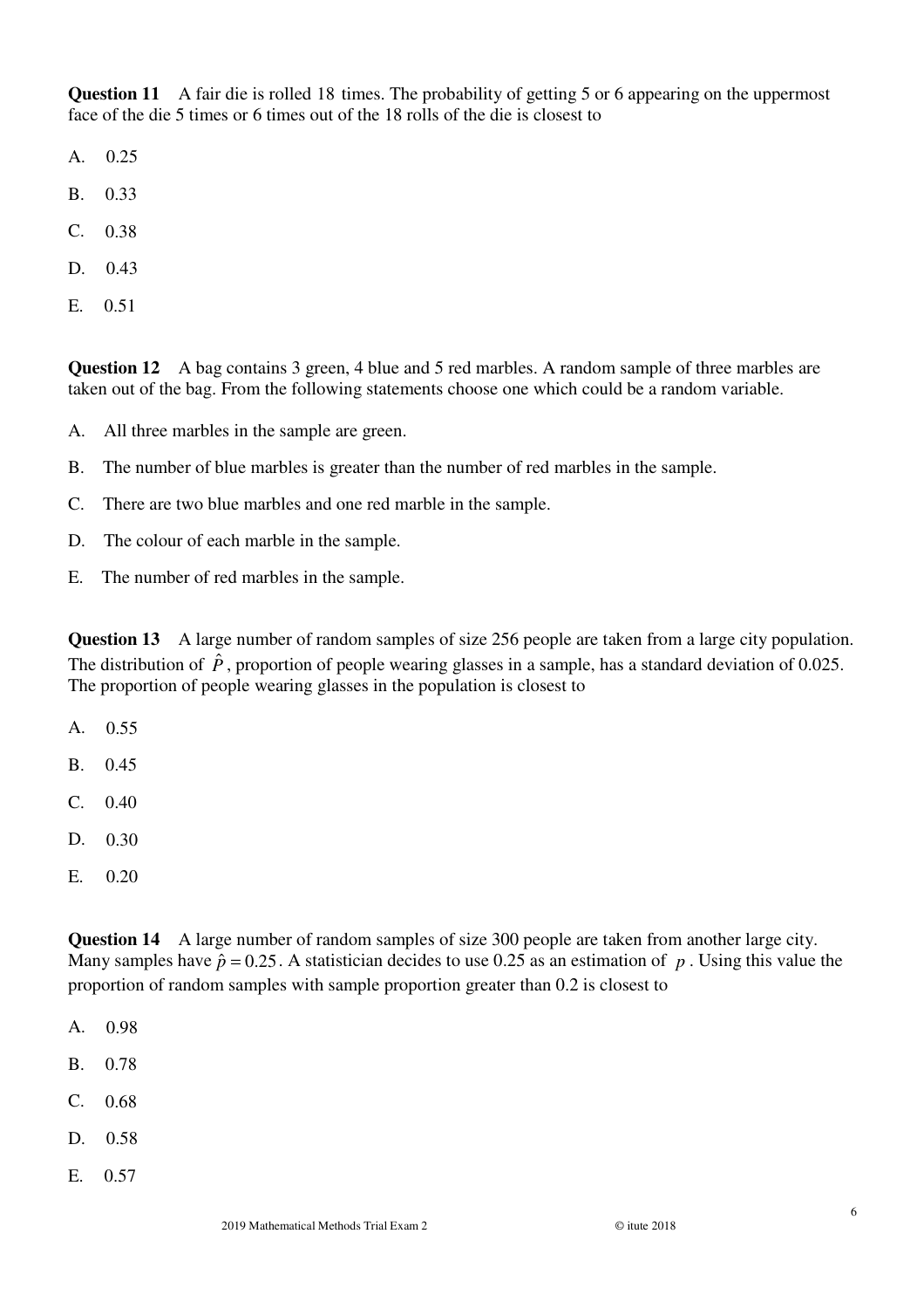**Question 11** A fair die is rolled 18 times. The probability of getting 5 or 6 appearing on the uppermost face of the die 5 times or 6 times out of the 18 rolls of the die is closest to

A. 0.25

B. 0.33

C. 0.38

D. 0.43

E. 0.51

**Question 12** A bag contains 3 green, 4 blue and 5 red marbles. A random sample of three marbles are taken out of the bag. From the following statements choose one which could be a random variable.

A. All three marbles in the sample are green.

B. The number of blue marbles is greater than the number of red marbles in the sample.

C. There are two blue marbles and one red marble in the sample.

D. The colour of each marble in the sample.

E. The number of red marbles in the sample.

**Question 13** A large number of random samples of size 256 people are taken from a large city population. The distribution of $\hat{P}$, proportion of people wearing glasses in a sample, has a standard deviation of 0.025. The proportion of people wearing glasses in the population is closest to

A. 0.55

B. 0.45

C. 0.40

D. 0.30

E. 0.20

**Question 14** A large number of random samples of size 300 people are taken from another large city. Many samples have $\hat{p} = 0.25$. A statistician decides to use 0.25 as an estimation of $p$. Using this value the proportion of random samples with sample proportion greater than 0.2 is closest to

A. 0.98

B. 0.78

C. 0.68

D. 0.58

E. 0.57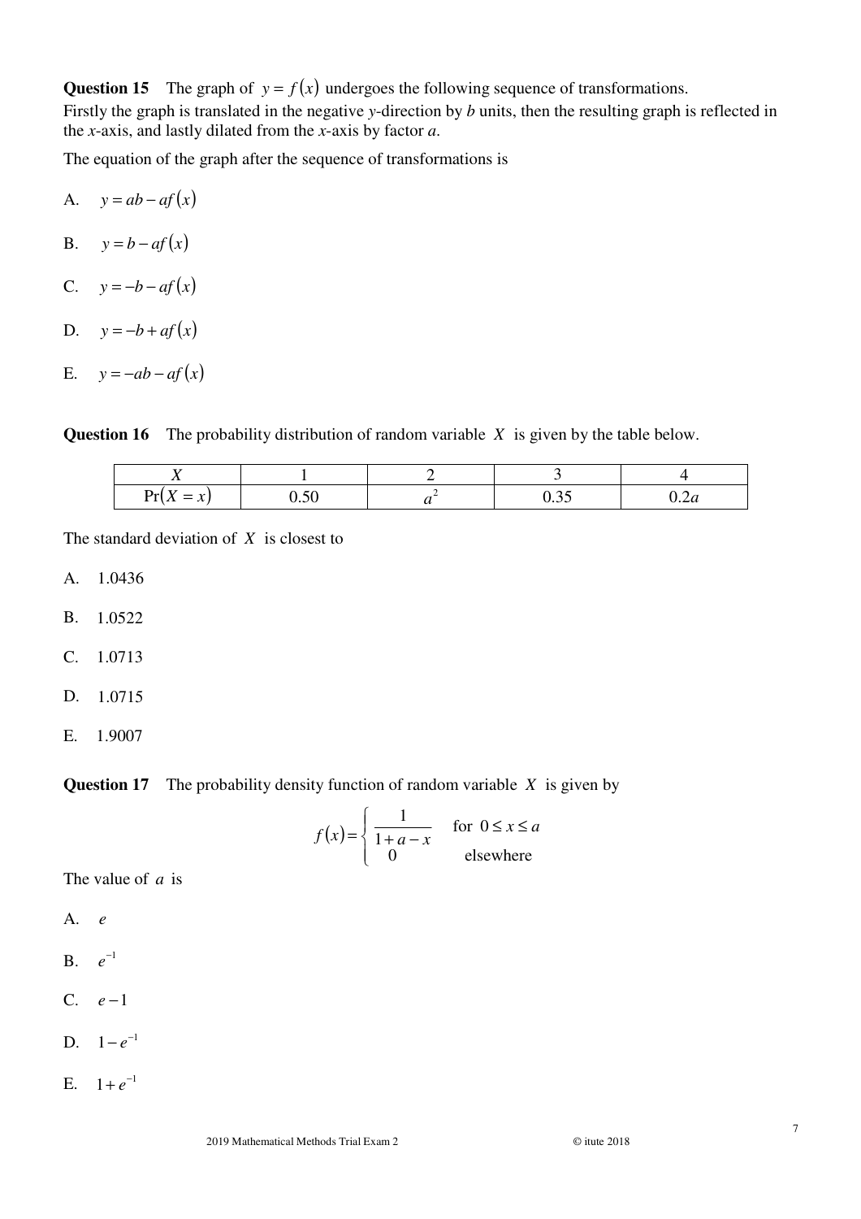**Question 15** The graph of $y = f(x)$ undergoes the following sequence of transformations.
Firstly the graph is translated in the negative $y$-direction by $b$ units, then the resulting graph is reflected in the $x$-axis, and lastly dilated from the $x$-axis by factor $a$.

The equation of the graph after the sequence of transformations is

A. $y = ab - af(x)$

B. $y = b - af(x)$

C. $y = -b - af(x)$

D. $y = -b + af(x)$

E. $y = -ab - af(x)$

**Question 16** The probability distribution of random variable $X$ is given by the table below.

| $X$ | 1 | 2 | 3 | 4 |
|---|---|---|---|---|
| $\Pr(X = x)$ | 0.50 | $a^2$ | 0.35 | $0.2a$ |

The standard deviation of $X$ is closest to

A. 1.0436

B. 1.0522

C. 1.0713

D. 1.0715

E. 1.9007

**Question 17** The probability density function of random variable $X$ is given by

$$f(x) = \begin{cases} \dfrac{1}{1+a-x} & \text{for } 0 \le x \le a \\ 0 & \text{elsewhere} \end{cases}$$

The value of $a$ is

A. $e$

B. $e^{-1}$

C. $e - 1$

D. $1 - e^{-1}$

E. $1 + e^{-1}$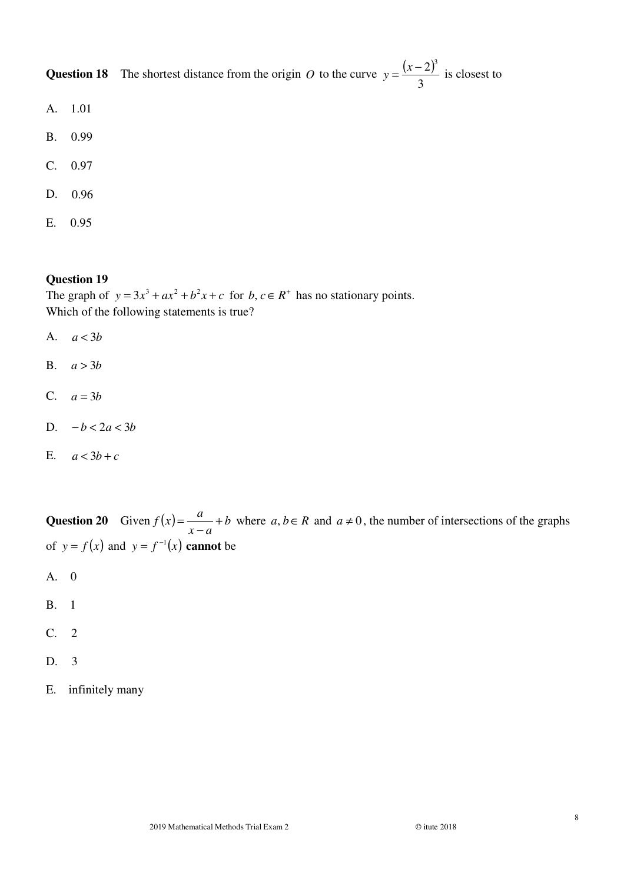**Question 18** The shortest distance from the origin $O$ to the curve $y = \frac{(x-2)^3}{3}$ is closest to

A. 1.01

B. 0.99

C. 0.97

D. 0.96

E. 0.95

**Question 19**
The graph of $y = 3x^3 + ax^2 + b^2x + c$ for $b, c \in R^+$ has no stationary points.
Which of the following statements is true?

A. $a < 3b$

B. $a > 3b$

C. $a = 3b$

D. $-b < 2a < 3b$

E. $a < 3b + c$

**Question 20** Given $f(x) = \frac{a}{x-a} + b$ where $a, b \in R$ and $a \neq 0$, the number of intersections of the graphs of $y = f(x)$ and $y = f^{-1}(x)$ **cannot** be

A. 0

B. 1

C. 2

D. 3

E. infinitely many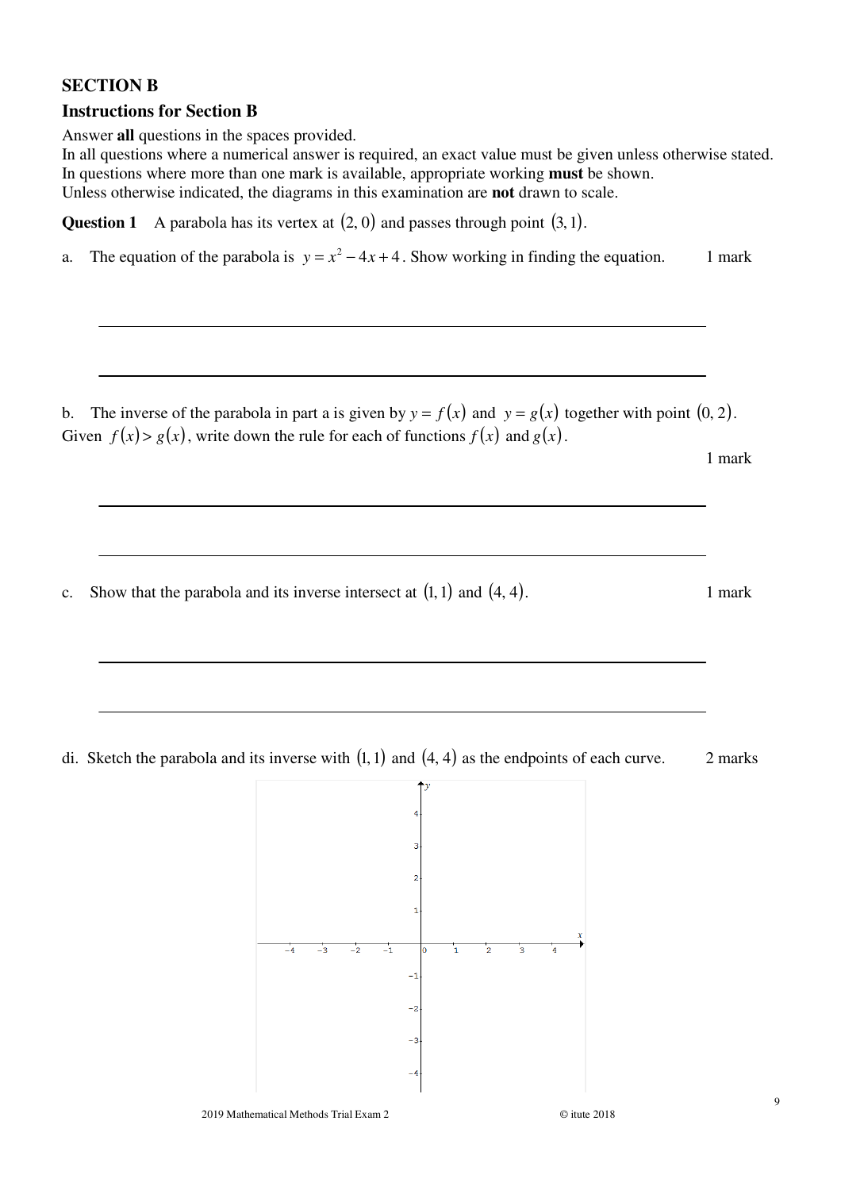## SECTION B

### Instructions for Section B

Answer **all** questions in the spaces provided.
In all questions where a numerical answer is required, an exact value must be given unless otherwise stated.
In questions where more than one mark is available, appropriate working **must** be shown.
Unless otherwise indicated, the diagrams in this examination are **not** drawn to scale.

**Question 1** A parabola has its vertex at $(2, 0)$ and passes through point $(3, 1)$.

a. The equation of the parabola is $y = x^2 - 4x + 4$. Show working in finding the equation. 1 mark

b. The inverse of the parabola in part a is given by $y = f(x)$ and $y = g(x)$ together with point $(0, 2)$. Given $f(x) > g(x)$, write down the rule for each of functions $f(x)$ and $g(x)$.

1 mark

c. Show that the parabola and its inverse intersect at $(1, 1)$ and $(4, 4)$. 1 mark

di. Sketch the parabola and its inverse with $(1, 1)$ and $(4, 4)$ as the endpoints of each curve. 2 marks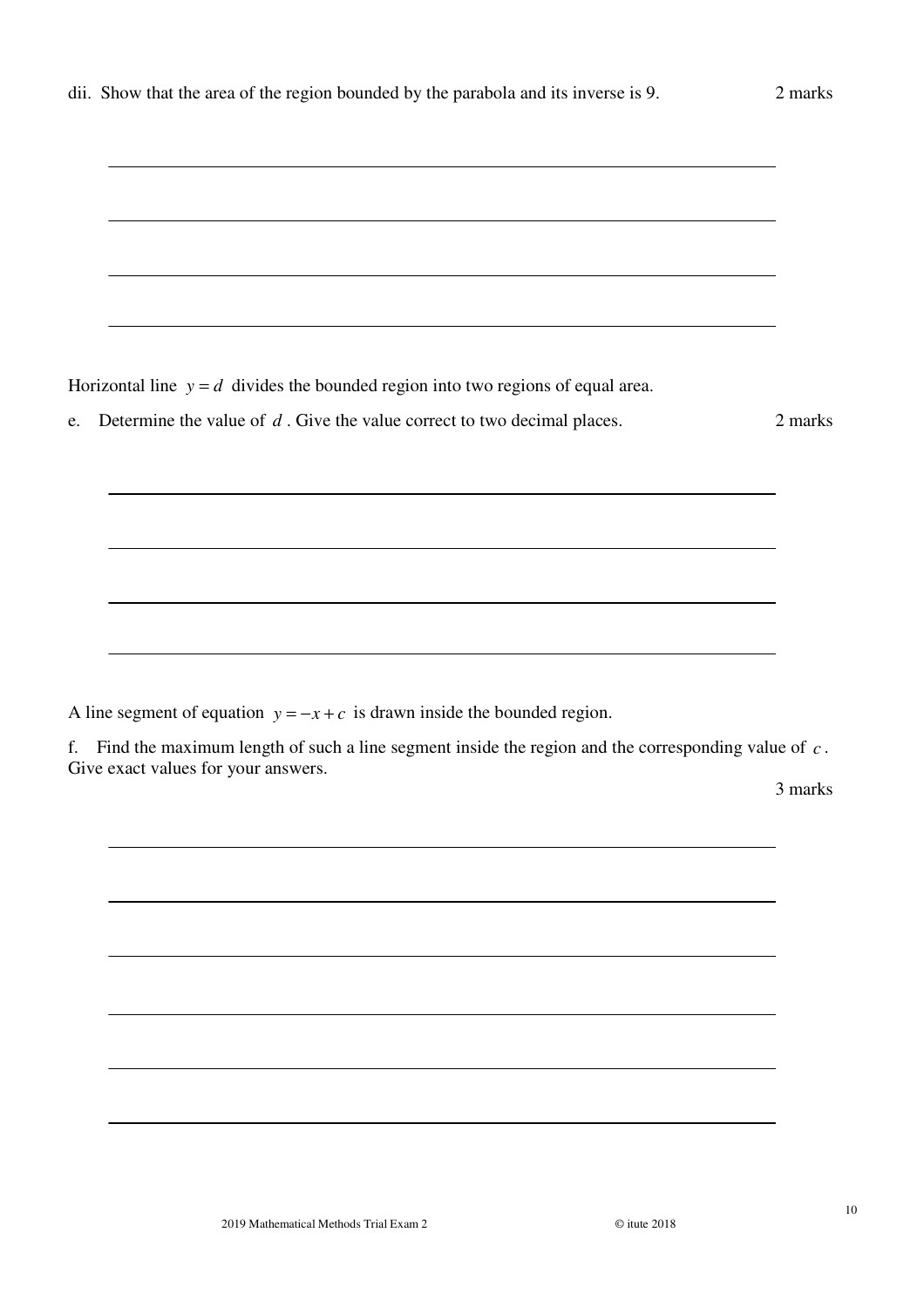dii. Show that the area of the region bounded by the parabola and its inverse is 9. 2 marks

Horizontal line $y = d$ divides the bounded region into two regions of equal area.

e. Determine the value of $d$. Give the value correct to two decimal places. 2 marks

A line segment of equation $y = -x + c$ is drawn inside the bounded region.

f. Find the maximum length of such a line segment inside the region and the corresponding value of $c$. Give exact values for your answers.

3 marks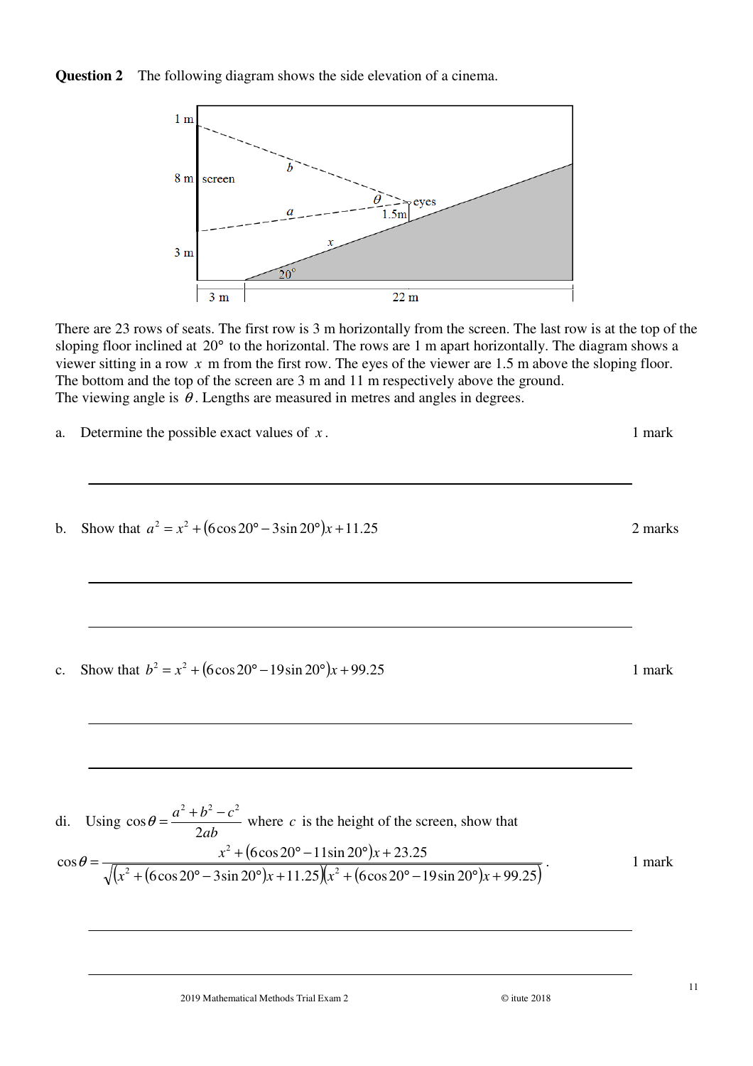**Question 2** The following diagram shows the side elevation of a cinema.

There are 23 rows of seats. The first row is 3 m horizontally from the screen. The last row is at the top of the sloping floor inclined at $20°$ to the horizontal. The rows are 1 m apart horizontally. The diagram shows a viewer sitting in a row $x$ m from the first row. The eyes of the viewer are 1.5 m above the sloping floor. The bottom and the top of the screen are 3 m and 11 m respectively above the ground. The viewing angle is $\theta$. Lengths are measured in metres and angles in degrees.

a. Determine the possible exact values of $x$. 1 mark

b. Show that $a^2 = x^2 + (6\cos 20° - 3\sin 20°)x + 11.25$ 2 marks

c. Show that $b^2 = x^2 + (6\cos 20° - 19\sin 20°)x + 99.25$ 1 mark

di. Using $\cos\theta = \dfrac{a^2 + b^2 - c^2}{2ab}$ where $c$ is the height of the screen, show that

$$\cos\theta = \frac{x^2 + (6\cos 20° - 11\sin 20°)x + 23.25}{\sqrt{\left(x^2 + (6\cos 20° - 3\sin 20°)x + 11.25\right)\left(x^2 + (6\cos 20° - 19\sin 20°)x + 99.25\right)}}.$$

1 mark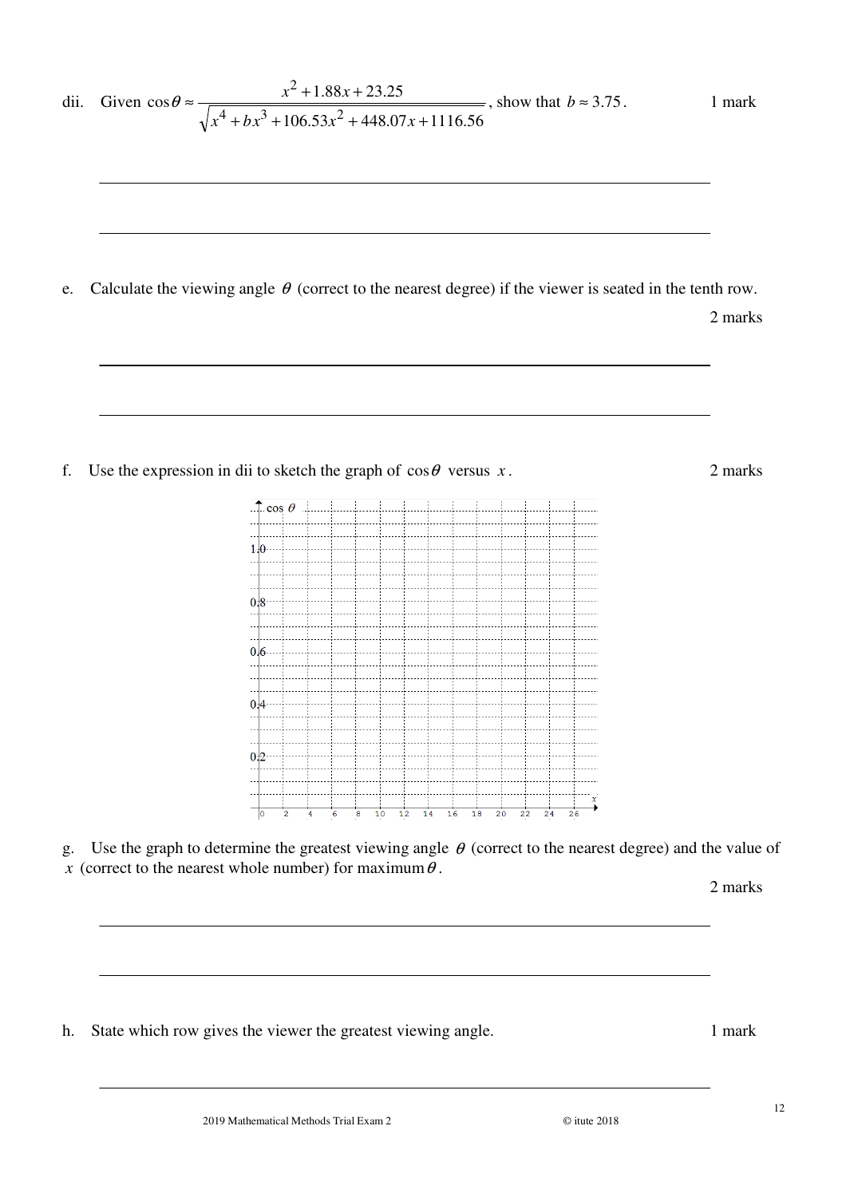dii. Given $\cos\theta \approx \dfrac{x^2 + 1.88x + 23.25}{\sqrt{x^4 + bx^3 + 106.53x^2 + 448.07x + 1116.56}}$, show that $b \approx 3.75$. 1 mark

e. Calculate the viewing angle $\theta$ (correct to the nearest degree) if the viewer is seated in the tenth row.

2 marks

f. Use the expression in dii to sketch the graph of $\cos\theta$ versus $x$. 2 marks

g. Use the graph to determine the greatest viewing angle $\theta$ (correct to the nearest degree) and the value of $x$ (correct to the nearest whole number) for maximum $\theta$.

2 marks

h. State which row gives the viewer the greatest viewing angle. 1 mark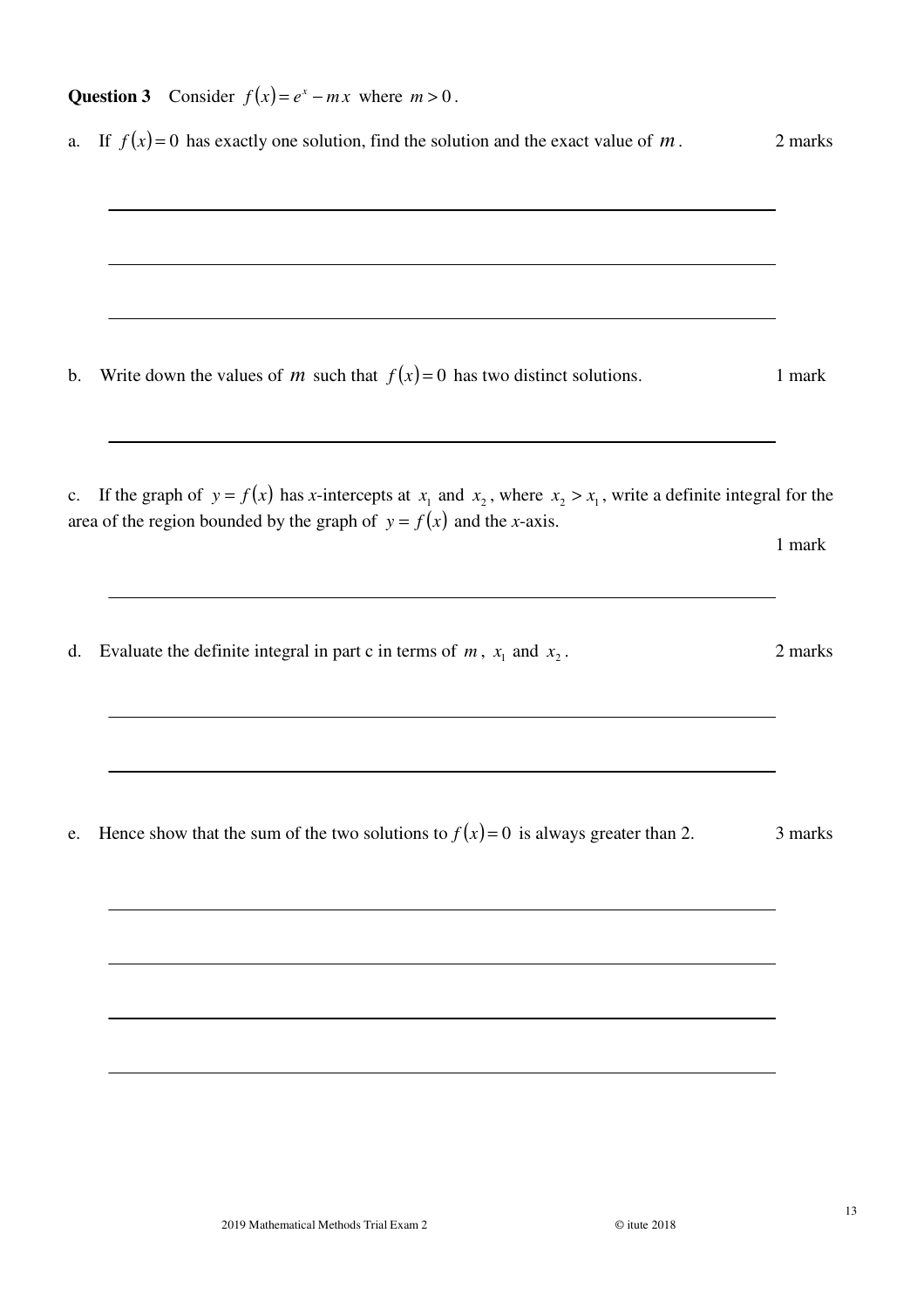**Question 3** Consider $f(x) = e^x - mx$ where $m > 0$.

a. If $f(x) = 0$ has exactly one solution, find the solution and the exact value of $m$. 2 marks

b. Write down the values of $m$ such that $f(x) = 0$ has two distinct solutions. 1 mark

c. If the graph of $y = f(x)$ has $x$-intercepts at $x_1$ and $x_2$, where $x_2 > x_1$, write a definite integral for the area of the region bounded by the graph of $y = f(x)$ and the $x$-axis.

1 mark

d. Evaluate the definite integral in part c in terms of $m$, $x_1$ and $x_2$. 2 marks

e. Hence show that the sum of the two solutions to $f(x) = 0$ is always greater than 2. 3 marks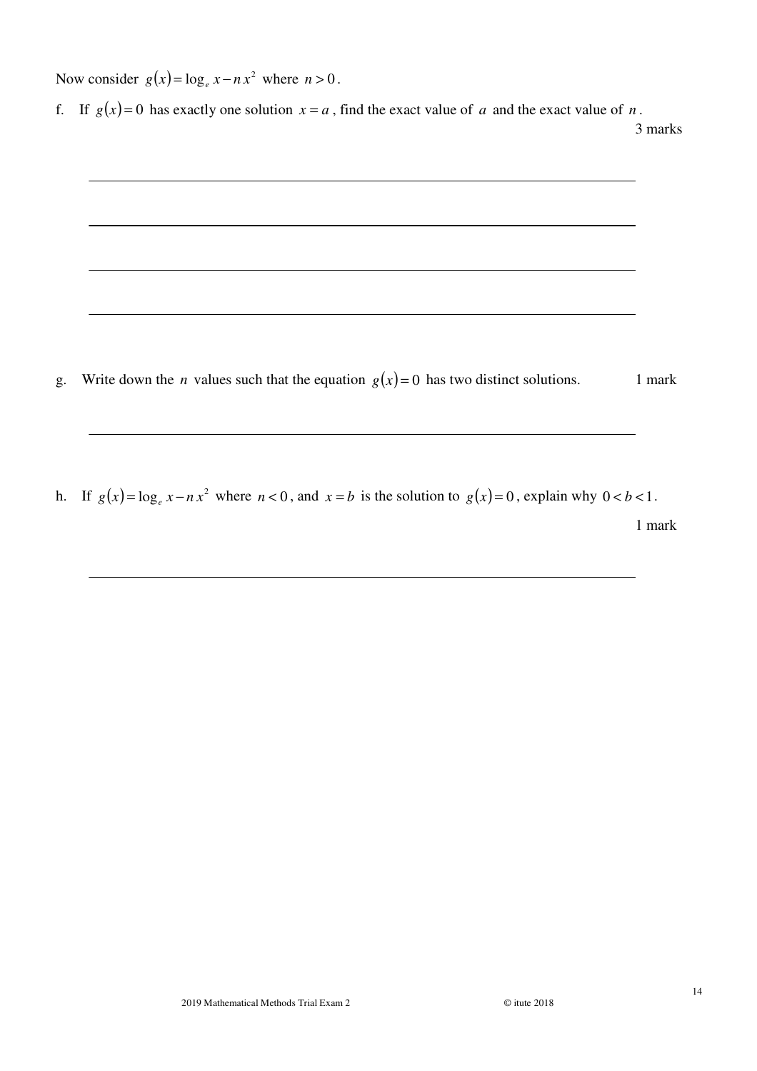Now consider $g(x) = \log_e x - n x^2$ where $n > 0$.

f. If $g(x) = 0$ has exactly one solution $x = a$, find the exact value of $a$ and the exact value of $n$.

3 marks

g. Write down the $n$ values such that the equation $g(x) = 0$ has two distinct solutions.

1 mark

h. If $g(x) = \log_e x - n x^2$ where $n < 0$, and $x = b$ is the solution to $g(x) = 0$, explain why $0 < b < 1$.

1 mark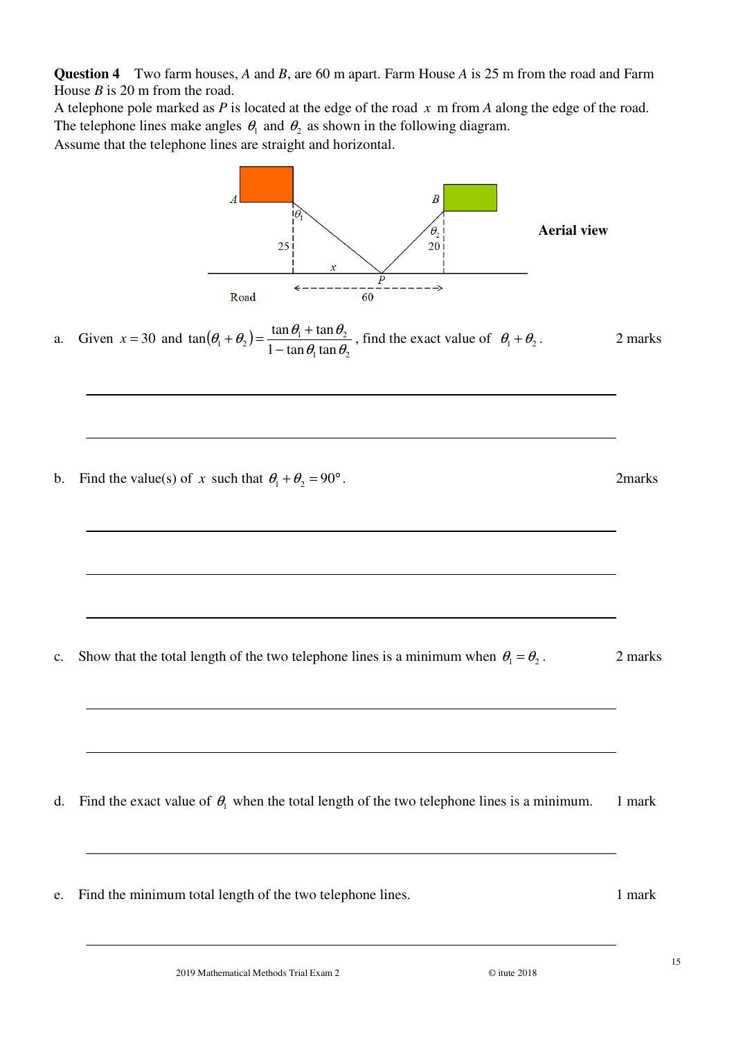**Question 4** Two farm houses, $A$ and $B$, are 60 m apart. Farm House $A$ is 25 m from the road and Farm House $B$ is 20 m from the road.

A telephone pole marked as $P$ is located at the edge of the road $x$ m from $A$ along the edge of the road.

The telephone lines make angles $\theta_1$ and $\theta_2$ as shown in the following diagram.

Assume that the telephone lines are straight and horizontal.

Aerial view

a. Given $x = 30$ and $\tan(\theta_1 + \theta_2) = \dfrac{\tan\theta_1 + \tan\theta_2}{1 - \tan\theta_1 \tan\theta_2}$, find the exact value of $\theta_1 + \theta_2$. 2 marks

b. Find the value(s) of $x$ such that $\theta_1 + \theta_2 = 90°$. 2marks

c. Show that the total length of the two telephone lines is a minimum when $\theta_1 = \theta_2$. 2 marks

d. Find the exact value of $\theta_1$ when the total length of the two telephone lines is a minimum. 1 mark

e. Find the minimum total length of the two telephone lines. 1 mark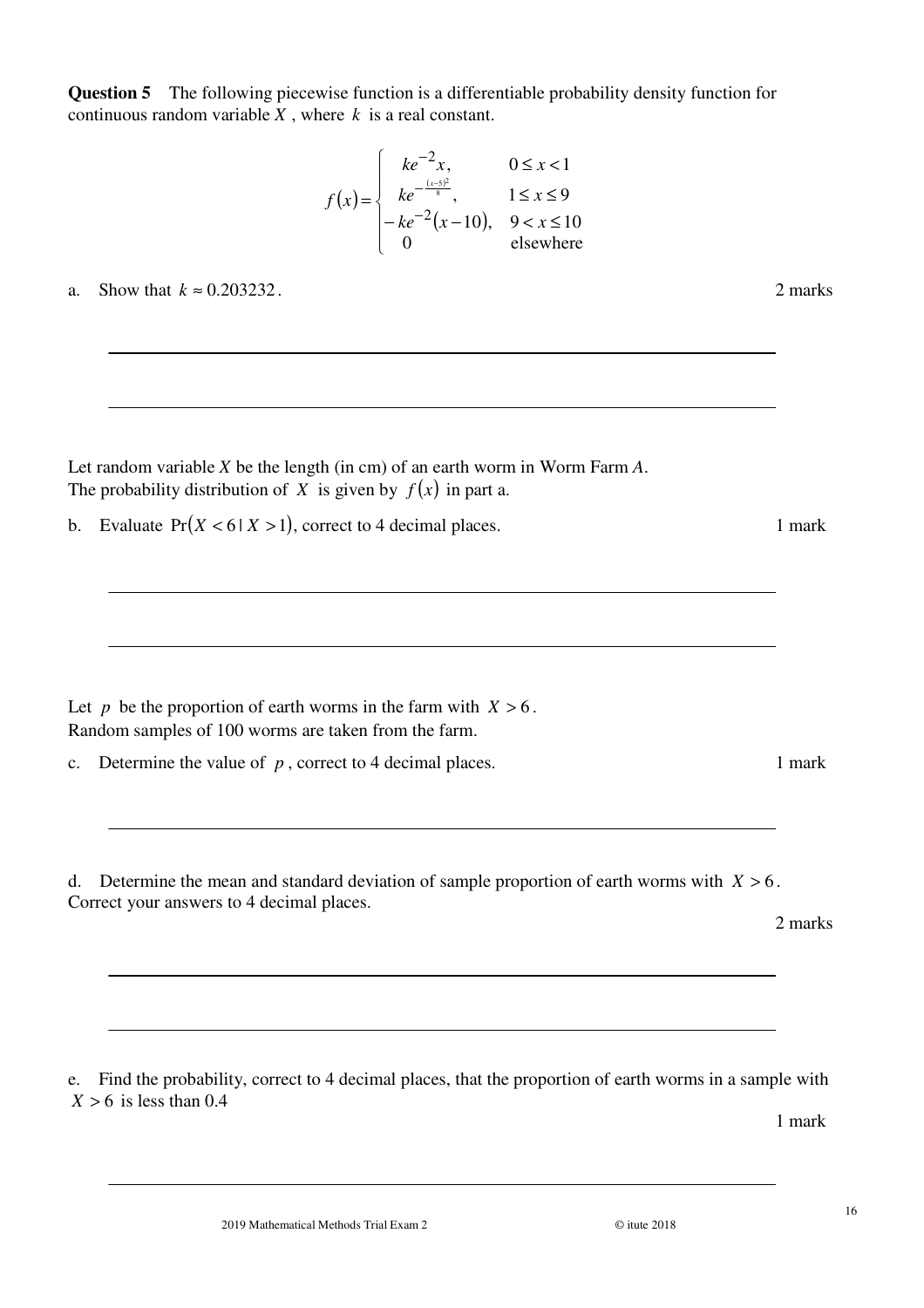**Question 5** The following piecewise function is a differentiable probability density function for continuous random variable $X$, where $k$ is a real constant.

$$f(x)=\begin{cases} ke^{-2}x, & 0 \le x < 1 \\ ke^{-\frac{(x-5)^2}{8}}, & 1 \le x \le 9 \\ -ke^{-2}(x-10), & 9 < x \le 10 \\ 0 & \text{elsewhere} \end{cases}$$

a. Show that $k \approx 0.203232$. 2 marks

Let random variable $X$ be the length (in cm) of an earth worm in Worm Farm *A*.
The probability distribution of $X$ is given by $f(x)$ in part a.

b. Evaluate $\Pr(X < 6 \mid X > 1)$, correct to 4 decimal places. 1 mark

Let $p$ be the proportion of earth worms in the farm with $X > 6$.
Random samples of 100 worms are taken from the farm.

c. Determine the value of $p$, correct to 4 decimal places. 1 mark

d. Determine the mean and standard deviation of sample proportion of earth worms with $X > 6$. Correct your answers to 4 decimal places.

2 marks

e. Find the probability, correct to 4 decimal places, that the proportion of earth worms in a sample with $X > 6$ is less than 0.4

1 mark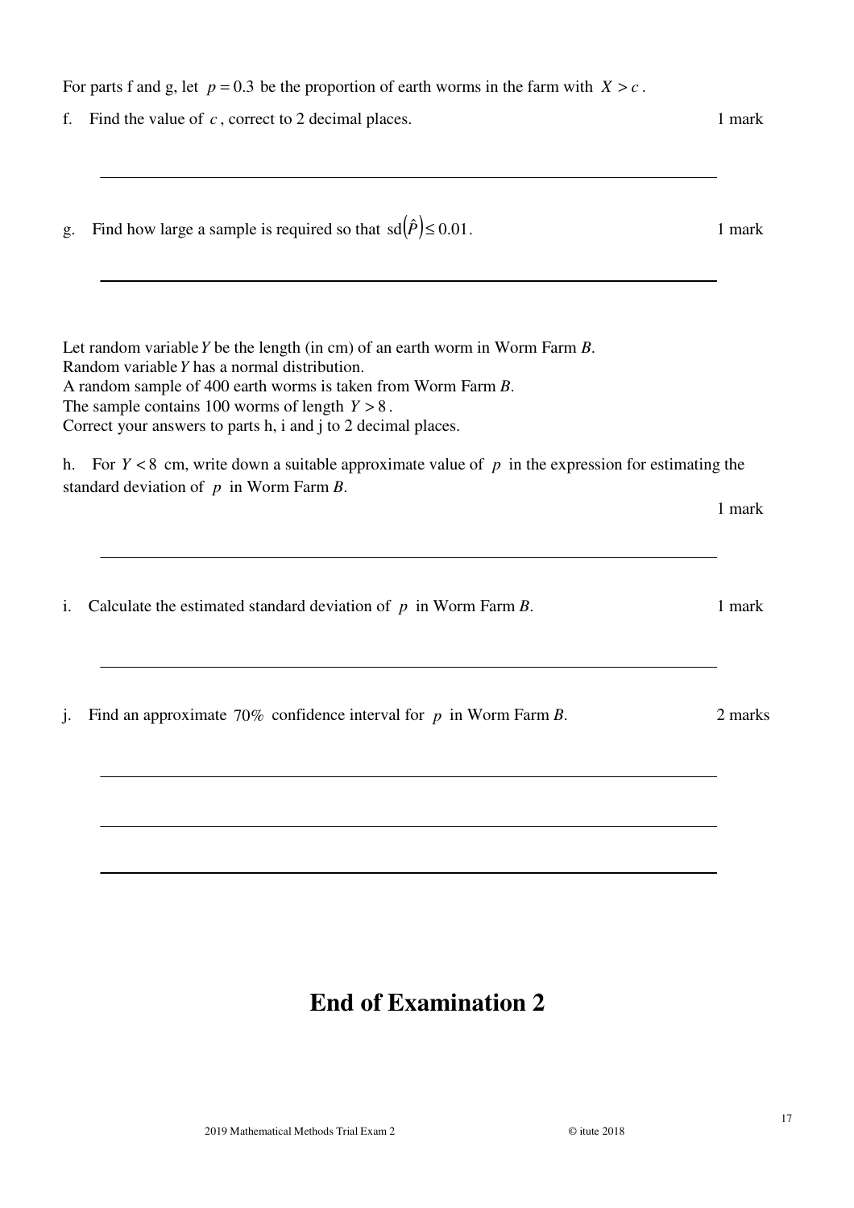For parts f and g, let $p = 0.3$ be the proportion of earth worms in the farm with $X > c$.

f. Find the value of $c$, correct to 2 decimal places. 1 mark

g. Find how large a sample is required so that $\text{sd}(\hat{P}) \leq 0.01$. 1 mark

Let random variable $Y$ be the length (in cm) of an earth worm in Worm Farm *B*.
Random variable $Y$ has a normal distribution.
A random sample of 400 earth worms is taken from Worm Farm *B*.
The sample contains 100 worms of length $Y > 8$.
Correct your answers to parts h, i and j to 2 decimal places.

h. For $Y < 8$ cm, write down a suitable approximate value of $p$ in the expression for estimating the standard deviation of $p$ in Worm Farm *B*.

1 mark

i. Calculate the estimated standard deviation of $p$ in Worm Farm *B*. 1 mark

j. Find an approximate $70\%$ confidence interval for $p$ in Worm Farm *B*. 2 marks

# End of Examination 2